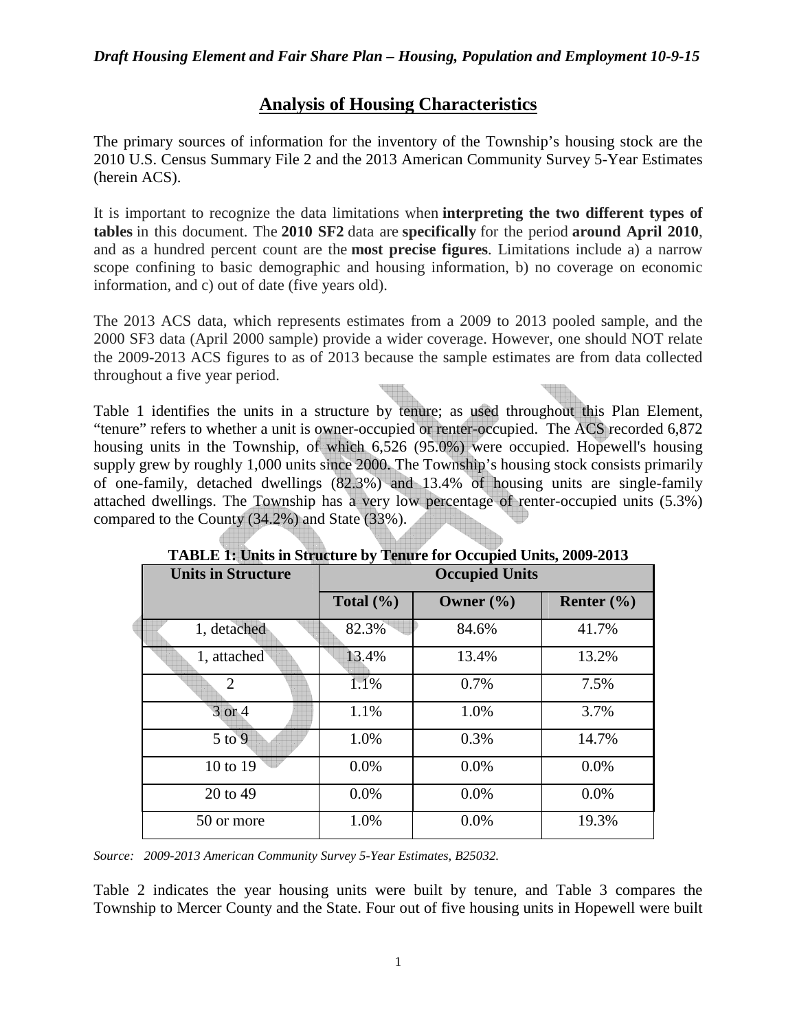## Analysis of Housing Characteristics

The primary sources of information for the inventory of the Township's housing stock are the 2010 U.S. Census Summary File 2 and the 2013 American Community Survey 5-Year Estimates (herein ACS).

It is important to recognize the data limitations when **interpreting the two different types of tables** in this document. The **2010 SF2** data are **specifically** for the period **around April 2010**, and as a hundred percent count are the **most precise figures**. Limitations include a) a narrow scope confining to basic demographic and housing information, b) no coverage on economic information, and c) out of date (five years old).

The 2013 ACS data, which represents estimates from a 2009 to 2013 pooled sample, and the 2000 SF3 data (April 2000 sample) provide a wider coverage. However, one should NOT relate the 2009-2013 ACS figures to as of 2013 because the sample estimates are from data collected throughout a five year period.

Table 1 identifies the units in a structure by tenure; as used throughout this Plan Element, "tenure" refers to whether a unit is owner-occupied or renter-occupied. The ACS recorded 6,872 housing units in the Township, of which 6,526 (95.0%) were occupied. Hopewell's housing supply grew by roughly 1,000 units since 2000. The Township's housing stock consists primarily of one-family, detached dwellings (82.3%) and 13.4% of housing units are single-family attached dwellings. The Township has a very low percentage of renter-occupied units (5.3%) compared to the County (34.2%) and State (33%).

**TABLE 1: Units in Structure by Tenure for Occupied Units, 2009-2013**

| Units in Structure | Occupied Units | | |
|---|---|---|---|
| | Total (%) | Owner (%) | Renter (%) |
| 1, detached | 82.3% | 84.6% | 41.7% |
| 1, attached | 13.4% | 13.4% | 13.2% |
| 2 | 1.1% | 0.7% | 7.5% |
| 3 or 4 | 1.1% | 1.0% | 3.7% |
| 5 to 9 | 1.0% | 0.3% | 14.7% |
| 10 to 19 | 0.0% | 0.0% | 0.0% |
| 20 to 49 | 0.0% | 0.0% | 0.0% |
| 50 or more | 1.0% | 0.0% | 19.3% |

*Source: 2009-2013 American Community Survey 5-Year Estimates, B25032.*

Table 2 indicates the year housing units were built by tenure, and Table 3 compares the Township to Mercer County and the State. Four out of five housing units in Hopewell were built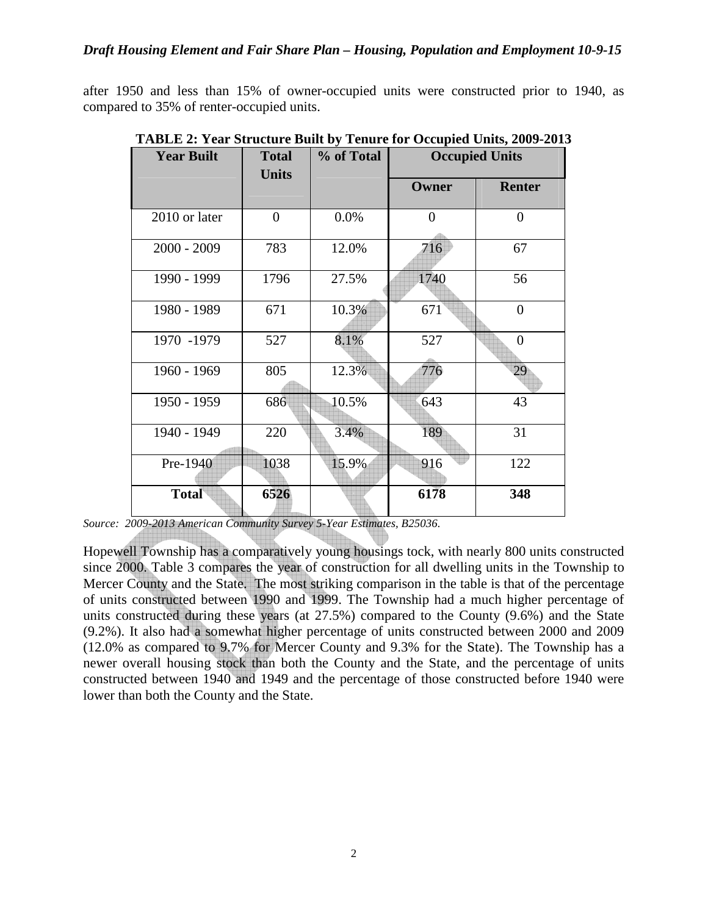after 1950 and less than 15% of owner-occupied units were constructed prior to 1940, as compared to 35% of renter-occupied units.

**TABLE 2: Year Structure Built by Tenure for Occupied Units, 2009-2013**

| Year Built | Total Units | % of Total | Occupied Units | |
|---|---|---|---|---|
| | | | Owner | Renter |
| 2010 or later | 0 | 0.0% | 0 | 0 |
| 2000 - 2009 | 783 | 12.0% | 716 | 67 |
| 1990 - 1999 | 1796 | 27.5% | 1740 | 56 |
| 1980 - 1989 | 671 | 10.3% | 671 | 0 |
| 1970 -1979 | 527 | 8.1% | 527 | 0 |
| 1960 - 1969 | 805 | 12.3% | 776 | 29 |
| 1950 - 1959 | 686 | 10.5% | 643 | 43 |
| 1940 - 1949 | 220 | 3.4% | 189 | 31 |
| Pre-1940 | 1038 | 15.9% | 916 | 122 |
| **Total** | **6526** | | **6178** | **348** |

*Source: 2009-2013 American Community Survey 5-Year Estimates, B25036.*

Hopewell Township has a comparatively young housings tock, with nearly 800 units constructed since 2000. Table 3 compares the year of construction for all dwelling units in the Township to Mercer County and the State. The most striking comparison in the table is that of the percentage of units constructed between 1990 and 1999. The Township had a much higher percentage of units constructed during these years (at 27.5%) compared to the County (9.6%) and the State (9.2%). It also had a somewhat higher percentage of units constructed between 2000 and 2009 (12.0% as compared to 9.7% for Mercer County and 9.3% for the State). The Township has a newer overall housing stock than both the County and the State, and the percentage of units constructed between 1940 and 1949 and the percentage of those constructed before 1940 were lower than both the County and the State.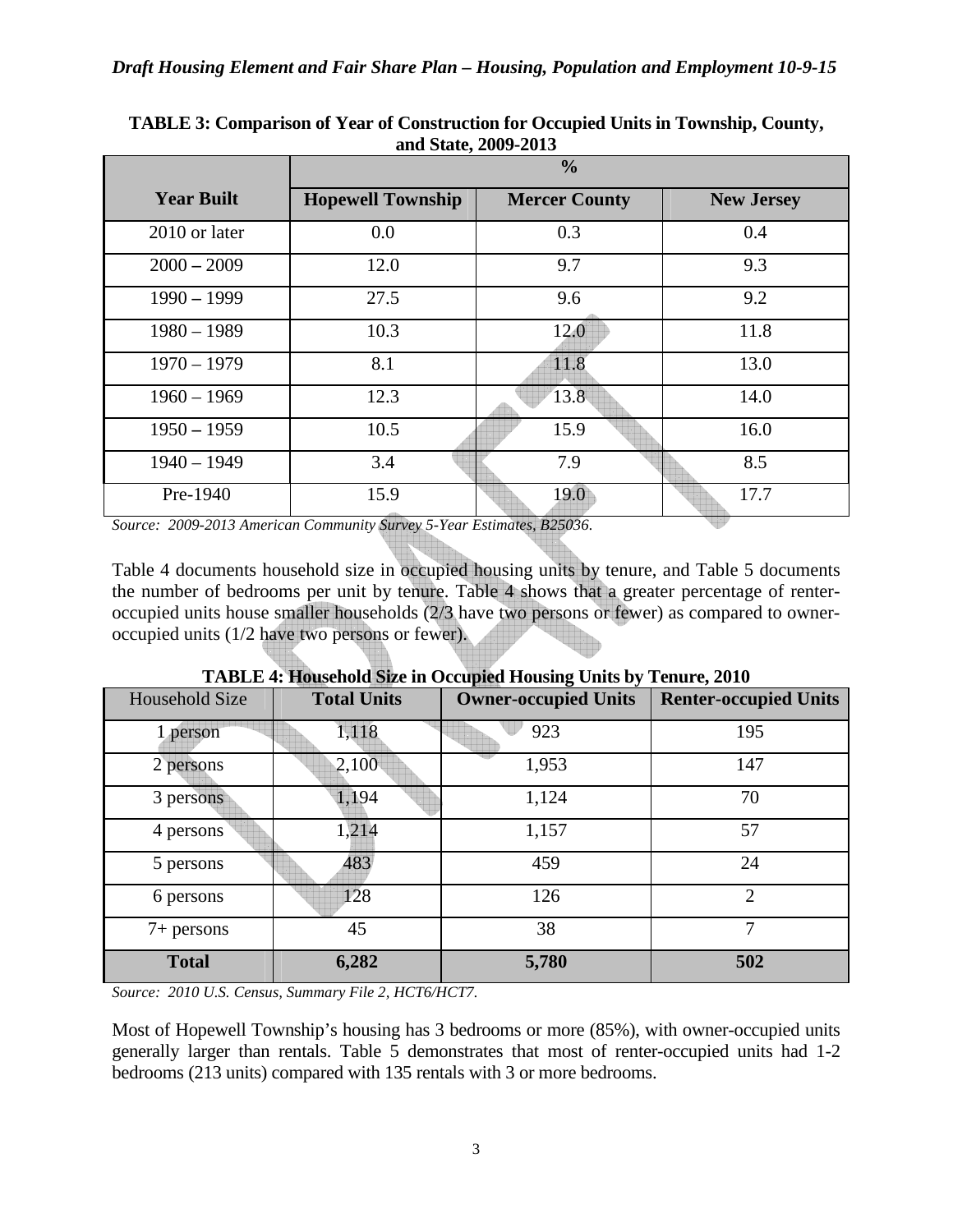**TABLE 3: Comparison of Year of Construction for Occupied Units in Township, County, and State, 2009-2013**

| | % | | |
|---|---|---|---|
| **Year Built** | **Hopewell Township** | **Mercer County** | **New Jersey** |
| 2010 or later | 0.0 | 0.3 | 0.4 |
| 2000 – 2009 | 12.0 | 9.7 | 9.3 |
| 1990 – 1999 | 27.5 | 9.6 | 9.2 |
| 1980 – 1989 | 10.3 | 12.0 | 11.8 |
| 1970 – 1979 | 8.1 | 11.8 | 13.0 |
| 1960 – 1969 | 12.3 | 13.8 | 14.0 |
| 1950 – 1959 | 10.5 | 15.9 | 16.0 |
| 1940 – 1949 | 3.4 | 7.9 | 8.5 |
| Pre-1940 | 15.9 | 19.0 | 17.7 |

*Source: 2009-2013 American Community Survey 5-Year Estimates, B25036.*

Table 4 documents household size in occupied housing units by tenure, and Table 5 documents the number of bedrooms per unit by tenure. Table 4 shows that a greater percentage of renter-occupied units house smaller households (2/3 have two persons or fewer) as compared to owner-occupied units (1/2 have two persons or fewer).

**TABLE 4: Household Size in Occupied Housing Units by Tenure, 2010**

| Household Size | **Total Units** | **Owner-occupied Units** | **Renter-occupied Units** |
|---|---|---|---|
| 1 person | 1,118 | 923 | 195 |
| 2 persons | 2,100 | 1,953 | 147 |
| 3 persons | 1,194 | 1,124 | 70 |
| 4 persons | 1,214 | 1,157 | 57 |
| 5 persons | 483 | 459 | 24 |
| 6 persons | 128 | 126 | 2 |
| 7+ persons | 45 | 38 | 7 |
| **Total** | **6,282** | **5,780** | **502** |

*Source: 2010 U.S. Census, Summary File 2, HCT6/HCT7.*

Most of Hopewell Township's housing has 3 bedrooms or more (85%), with owner-occupied units generally larger than rentals. Table 5 demonstrates that most of renter-occupied units had 1-2 bedrooms (213 units) compared with 135 rentals with 3 or more bedrooms.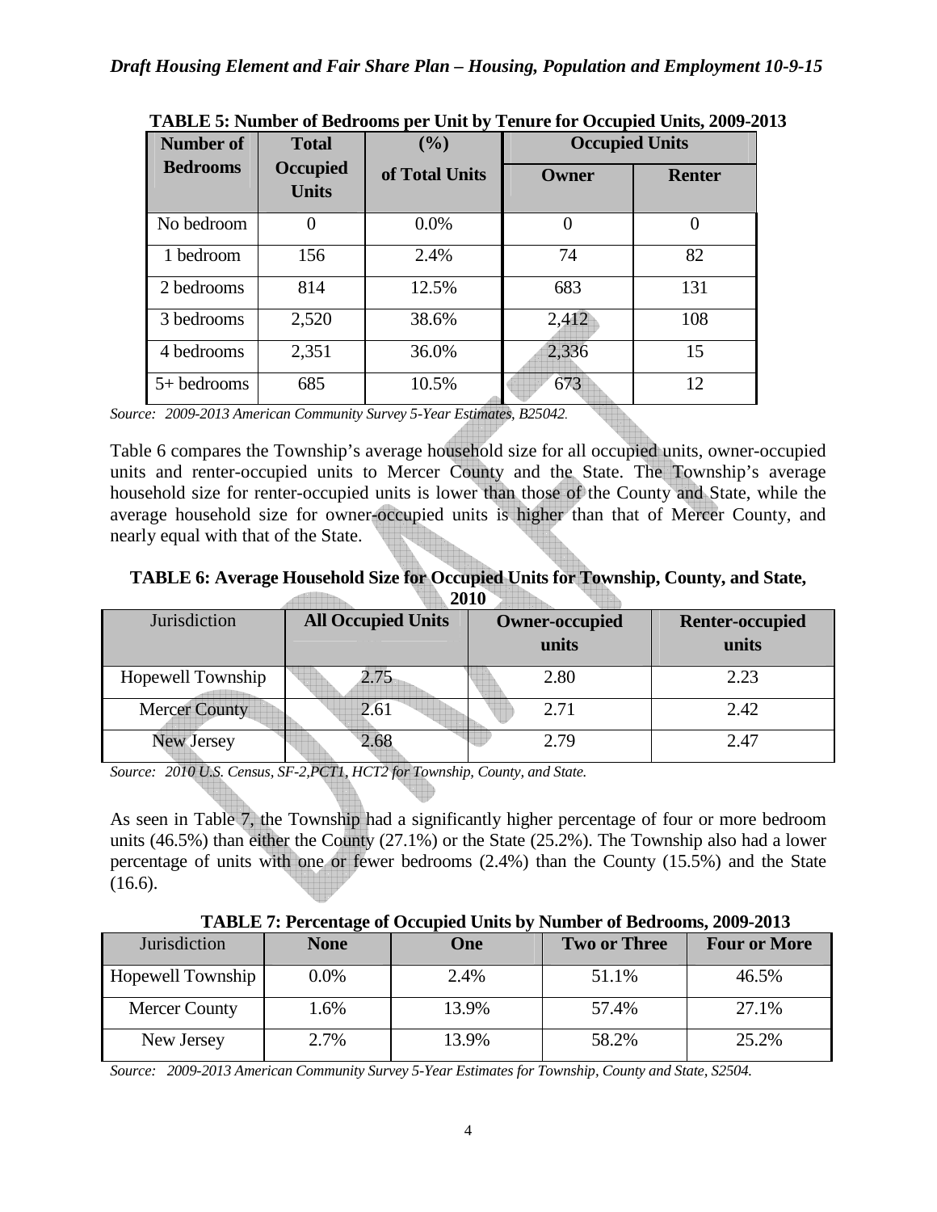**TABLE 5: Number of Bedrooms per Unit by Tenure for Occupied Units, 2009-2013**

| Number of Bedrooms | Total Occupied Units | (%) of Total Units | Occupied Units | |
|---|---|---|---|---|
| | | | Owner | Renter |
| No bedroom | 0 | 0.0% | 0 | 0 |
| 1 bedroom | 156 | 2.4% | 74 | 82 |
| 2 bedrooms | 814 | 12.5% | 683 | 131 |
| 3 bedrooms | 2,520 | 38.6% | 2,412 | 108 |
| 4 bedrooms | 2,351 | 36.0% | 2,336 | 15 |
| 5+ bedrooms | 685 | 10.5% | 673 | 12 |

*Source: 2009-2013 American Community Survey 5-Year Estimates, B25042.*

Table 6 compares the Township's average household size for all occupied units, owner-occupied units and renter-occupied units to Mercer County and the State. The Township's average household size for renter-occupied units is lower than those of the County and State, while the average household size for owner-occupied units is higher than that of Mercer County, and nearly equal with that of the State.

**TABLE 6: Average Household Size for Occupied Units for Township, County, and State, 2010**

| Jurisdiction | All Occupied Units | Owner-occupied units | Renter-occupied units |
|---|---|---|---|
| Hopewell Township | 2.75 | 2.80 | 2.23 |
| Mercer County | 2.61 | 2.71 | 2.42 |
| New Jersey | 2.68 | 2.79 | 2.47 |

*Source: 2010 U.S. Census, SF-2,PCT1, HCT2 for Township, County, and State.*

As seen in Table 7, the Township had a significantly higher percentage of four or more bedroom units (46.5%) than either the County (27.1%) or the State (25.2%). The Township also had a lower percentage of units with one or fewer bedrooms (2.4%) than the County (15.5%) and the State (16.6).

**TABLE 7: Percentage of Occupied Units by Number of Bedrooms, 2009-2013**

| Jurisdiction | None | One | Two or Three | Four or More |
|---|---|---|---|---|
| Hopewell Township | 0.0% | 2.4% | 51.1% | 46.5% |
| Mercer County | 1.6% | 13.9% | 57.4% | 27.1% |
| New Jersey | 2.7% | 13.9% | 58.2% | 25.2% |

*Source: 2009-2013 American Community Survey 5-Year Estimates for Township, County and State, S2504.*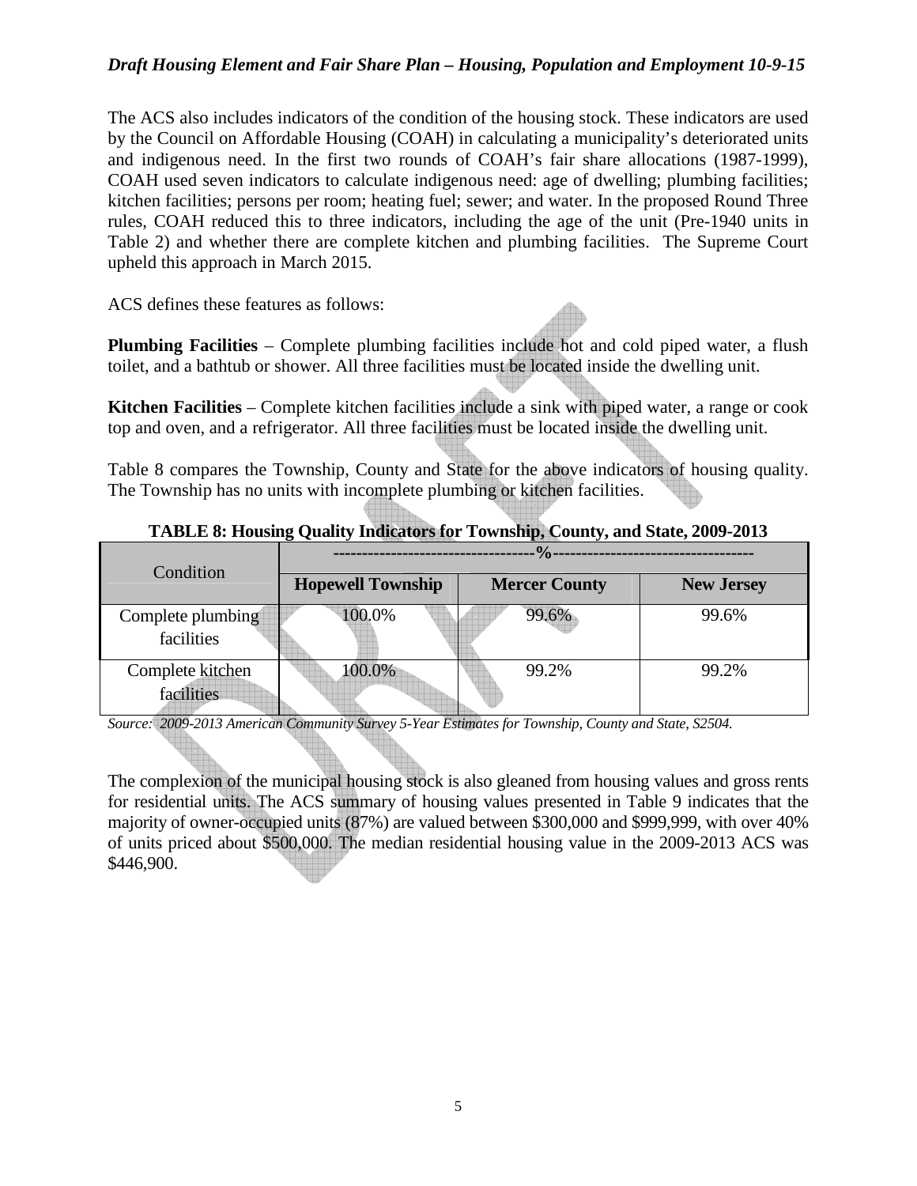The ACS also includes indicators of the condition of the housing stock. These indicators are used by the Council on Affordable Housing (COAH) in calculating a municipality's deteriorated units and indigenous need. In the first two rounds of COAH's fair share allocations (1987-1999), COAH used seven indicators to calculate indigenous need: age of dwelling; plumbing facilities; kitchen facilities; persons per room; heating fuel; sewer; and water. In the proposed Round Three rules, COAH reduced this to three indicators, including the age of the unit (Pre-1940 units in Table 2) and whether there are complete kitchen and plumbing facilities. The Supreme Court upheld this approach in March 2015.

ACS defines these features as follows:

**Plumbing Facilities** – Complete plumbing facilities include hot and cold piped water, a flush toilet, and a bathtub or shower. All three facilities must be located inside the dwelling unit.

**Kitchen Facilities** – Complete kitchen facilities include a sink with piped water, a range or cook top and oven, and a refrigerator. All three facilities must be located inside the dwelling unit.

Table 8 compares the Township, County and State for the above indicators of housing quality. The Township has no units with incomplete plumbing or kitchen facilities.

**TABLE 8: Housing Quality Indicators for Township, County, and State, 2009-2013**

| Condition | ----------------------------------%---------------------------------- | | |
|---|---|---|---|
| | **Hopewell Township** | **Mercer County** | **New Jersey** |
| Complete plumbing facilities | 100.0% | 99.6% | 99.6% |
| Complete kitchen facilities | 100.0% | 99.2% | 99.2% |

*Source: 2009-2013 American Community Survey 5-Year Estimates for Township, County and State, S2504.*

The complexion of the municipal housing stock is also gleaned from housing values and gross rents for residential units. The ACS summary of housing values presented in Table 9 indicates that the majority of owner-occupied units (87%) are valued between $300,000 and $999,999, with over 40% of units priced about $500,000. The median residential housing value in the 2009-2013 ACS was $446,900.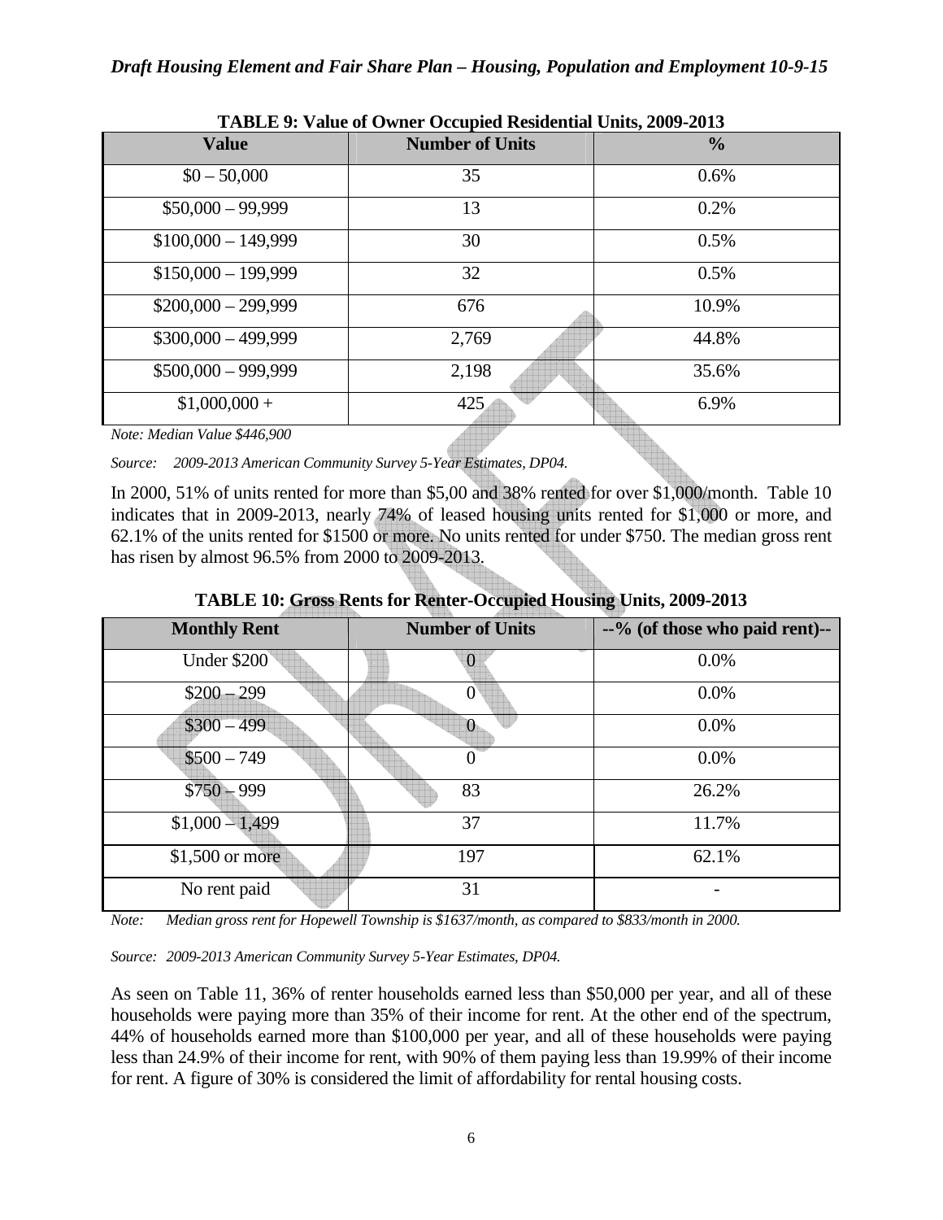**TABLE 9: Value of Owner Occupied Residential Units, 2009-2013**

| Value | Number of Units | % |
|---|---|---|
| $0 – 50,000 | 35 | 0.6% |
| $50,000 – 99,999 | 13 | 0.2% |
| $100,000 – 149,999 | 30 | 0.5% |
| $150,000 – 199,999 | 32 | 0.5% |
| $200,000 – 299,999 | 676 | 10.9% |
| $300,000 – 499,999 | 2,769 | 44.8% |
| $500,000 – 999,999 | 2,198 | 35.6% |
| $1,000,000 + | 425 | 6.9% |

*Note: Median Value $446,900*

*Source: 2009-2013 American Community Survey 5-Year Estimates, DP04.*

In 2000, 51% of units rented for more than $5,00 and 38% rented for over $1,000/month. Table 10 indicates that in 2009-2013, nearly 74% of leased housing units rented for $1,000 or more, and 62.1% of the units rented for $1500 or more. No units rented for under $750. The median gross rent has risen by almost 96.5% from 2000 to 2009-2013.

**TABLE 10: Gross Rents for Renter-Occupied Housing Units, 2009-2013**

| Monthly Rent | Number of Units | --% (of those who paid rent)-- |
|---|---|---|
| Under $200 | 0 | 0.0% |
| $200 – 299 | 0 | 0.0% |
| $300 – 499 | 0 | 0.0% |
| $500 – 749 | 0 | 0.0% |
| $750 – 999 | 83 | 26.2% |
| $1,000 – 1,499 | 37 | 11.7% |
| $1,500 or more | 197 | 62.1% |
| No rent paid | 31 | - |

*Note: Median gross rent for Hopewell Township is $1637/month, as compared to $833/month in 2000.*

*Source: 2009-2013 American Community Survey 5-Year Estimates, DP04.*

As seen on Table 11, 36% of renter households earned less than $50,000 per year, and all of these households were paying more than 35% of their income for rent. At the other end of the spectrum, 44% of households earned more than $100,000 per year, and all of these households were paying less than 24.9% of their income for rent, with 90% of them paying less than 19.99% of their income for rent. A figure of 30% is considered the limit of affordability for rental housing costs.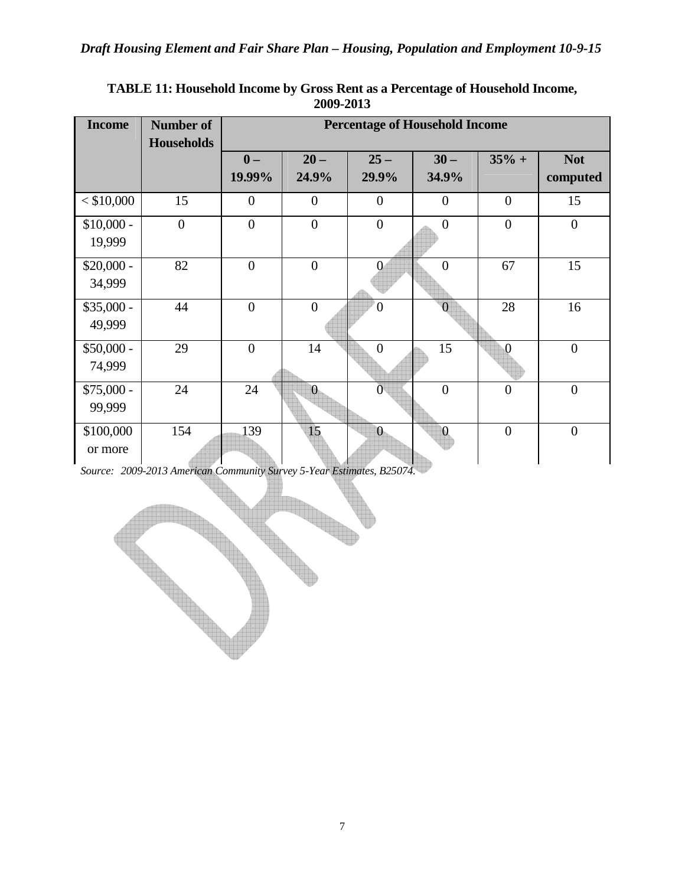**TABLE 11: Household Income by Gross Rent as a Percentage of Household Income, 2009-2013**

| Income | Number of Households | Percentage of Household Income | | | | | |
|---|---|---|---|---|---|---|---|
| | | 0 – 19.99% | 20 – 24.9% | 25 – 29.9% | 30 – 34.9% | 35% + | Not computed |
| < $10,000 | 15 | 0 | 0 | 0 | 0 | 0 | 15 |
| $10,000 - 19,999 | 0 | 0 | 0 | 0 | 0 | 0 | 0 |
| $20,000 - 34,999 | 82 | 0 | 0 | 0 | 0 | 67 | 15 |
| $35,000 - 49,999 | 44 | 0 | 0 | 0 | 0 | 28 | 16 |
| $50,000 - 74,999 | 29 | 0 | 14 | 0 | 15 | 0 | 0 |
| $75,000 - 99,999 | 24 | 24 | 0 | 0 | 0 | 0 | 0 |
| $100,000 or more | 154 | 139 | 15 | 0 | 0 | 0 | 0 |

*Source: 2009-2013 American Community Survey 5-Year Estimates, B25074.*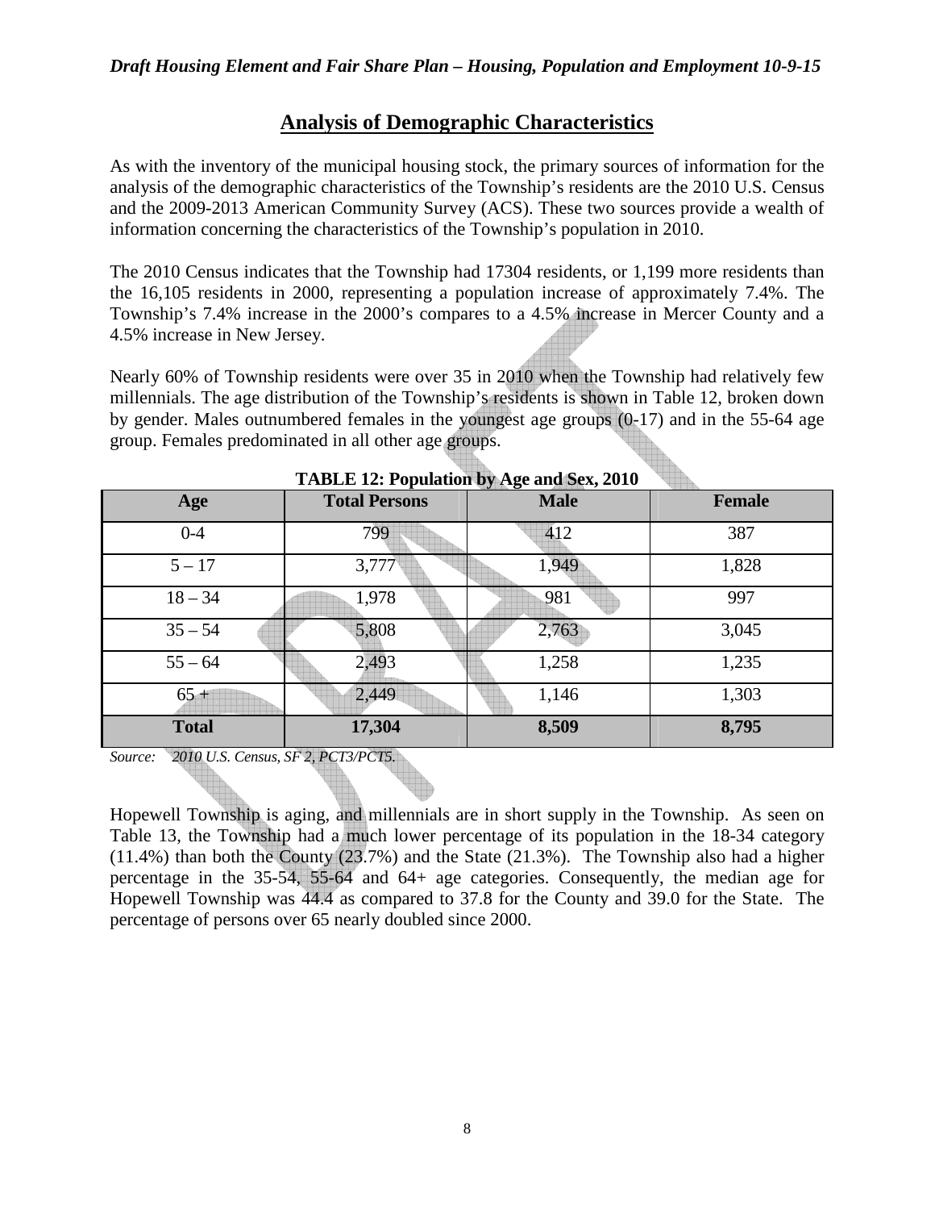## Analysis of Demographic Characteristics

As with the inventory of the municipal housing stock, the primary sources of information for the analysis of the demographic characteristics of the Township's residents are the 2010 U.S. Census and the 2009-2013 American Community Survey (ACS). These two sources provide a wealth of information concerning the characteristics of the Township's population in 2010.

The 2010 Census indicates that the Township had 17304 residents, or 1,199 more residents than the 16,105 residents in 2000, representing a population increase of approximately 7.4%. The Township's 7.4% increase in the 2000's compares to a 4.5% increase in Mercer County and a 4.5% increase in New Jersey.

Nearly 60% of Township residents were over 35 in 2010 when the Township had relatively few millennials. The age distribution of the Township's residents is shown in Table 12, broken down by gender. Males outnumbered females in the youngest age groups (0-17) and in the 55-64 age group. Females predominated in all other age groups.

**TABLE 12: Population by Age and Sex, 2010**

| Age | Total Persons | Male | Female |
|---|---|---|---|
| 0-4 | 799 | 412 | 387 |
| 5 – 17 | 3,777 | 1,949 | 1,828 |
| 18 – 34 | 1,978 | 981 | 997 |
| 35 – 54 | 5,808 | 2,763 | 3,045 |
| 55 – 64 | 2,493 | 1,258 | 1,235 |
| 65 + | 2,449 | 1,146 | 1,303 |
| **Total** | **17,304** | **8,509** | **8,795** |

*Source: 2010 U.S. Census, SF 2, PCT3/PCT5.*

Hopewell Township is aging, and millennials are in short supply in the Township. As seen on Table 13, the Township had a much lower percentage of its population in the 18-34 category (11.4%) than both the County (23.7%) and the State (21.3%). The Township also had a higher percentage in the 35-54, 55-64 and 64+ age categories. Consequently, the median age for Hopewell Township was 44.4 as compared to 37.8 for the County and 39.0 for the State. The percentage of persons over 65 nearly doubled since 2000.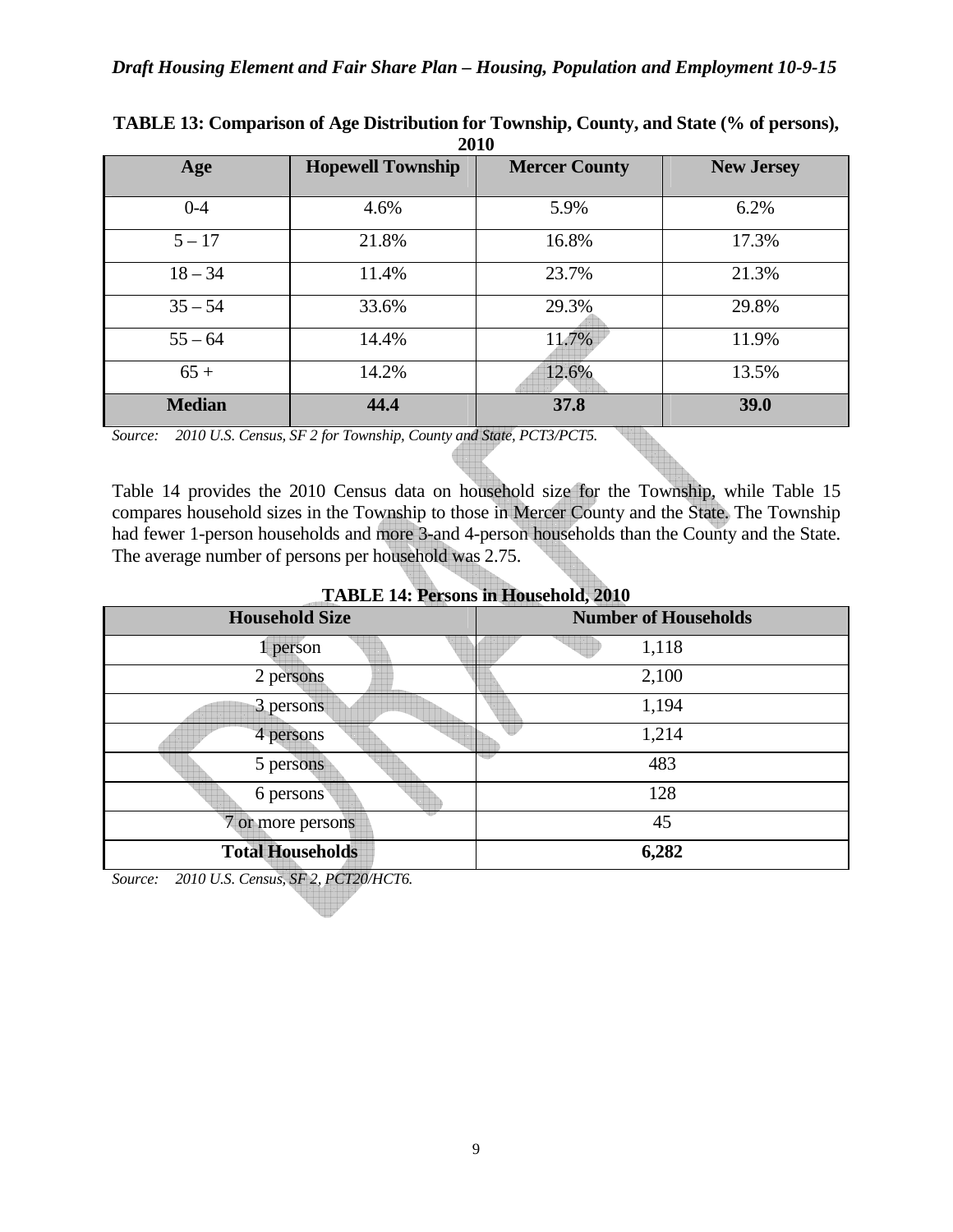**TABLE 13: Comparison of Age Distribution for Township, County, and State (% of persons), 2010**

| Age | Hopewell Township | Mercer County | New Jersey |
|---|---|---|---|
| 0-4 | 4.6% | 5.9% | 6.2% |
| 5 – 17 | 21.8% | 16.8% | 17.3% |
| 18 – 34 | 11.4% | 23.7% | 21.3% |
| 35 – 54 | 33.6% | 29.3% | 29.8% |
| 55 – 64 | 14.4% | 11.7% | 11.9% |
| 65 + | 14.2% | 12.6% | 13.5% |
| **Median** | **44.4** | **37.8** | **39.0** |

*Source: 2010 U.S. Census, SF 2 for Township, County and State, PCT3/PCT5.*

Table 14 provides the 2010 Census data on household size for the Township, while Table 15 compares household sizes in the Township to those in Mercer County and the State. The Township had fewer 1-person households and more 3-and 4-person households than the County and the State. The average number of persons per household was 2.75.

**TABLE 14: Persons in Household, 2010**

| Household Size | Number of Households |
|---|---|
| 1 person | 1,118 |
| 2 persons | 2,100 |
| 3 persons | 1,194 |
| 4 persons | 1,214 |
| 5 persons | 483 |
| 6 persons | 128 |
| 7 or more persons | 45 |
| **Total Households** | **6,282** |

*Source: 2010 U.S. Census, SF 2, PCT20/HCT6.*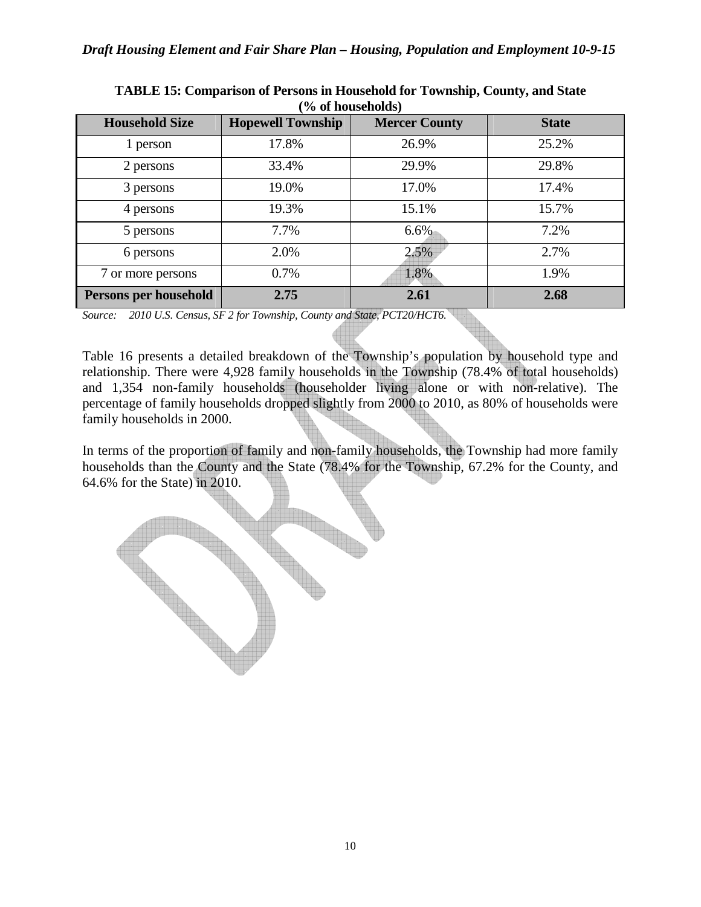**TABLE 15: Comparison of Persons in Household for Township, County, and State (% of households)**

| Household Size | Hopewell Township | Mercer County | State |
|---|---|---|---|
| 1 person | 17.8% | 26.9% | 25.2% |
| 2 persons | 33.4% | 29.9% | 29.8% |
| 3 persons | 19.0% | 17.0% | 17.4% |
| 4 persons | 19.3% | 15.1% | 15.7% |
| 5 persons | 7.7% | 6.6% | 7.2% |
| 6 persons | 2.0% | 2.5% | 2.7% |
| 7 or more persons | 0.7% | 1.8% | 1.9% |
| **Persons per household** | **2.75** | **2.61** | **2.68** |

*Source: 2010 U.S. Census, SF 2 for Township, County and State, PCT20/HCT6.*

Table 16 presents a detailed breakdown of the Township's population by household type and relationship. There were 4,928 family households in the Township (78.4% of total households) and 1,354 non-family households (householder living alone or with non-relative). The percentage of family households dropped slightly from 2000 to 2010, as 80% of households were family households in 2000.

In terms of the proportion of family and non-family households, the Township had more family households than the County and the State (78.4% for the Township, 67.2% for the County, and 64.6% for the State) in 2010.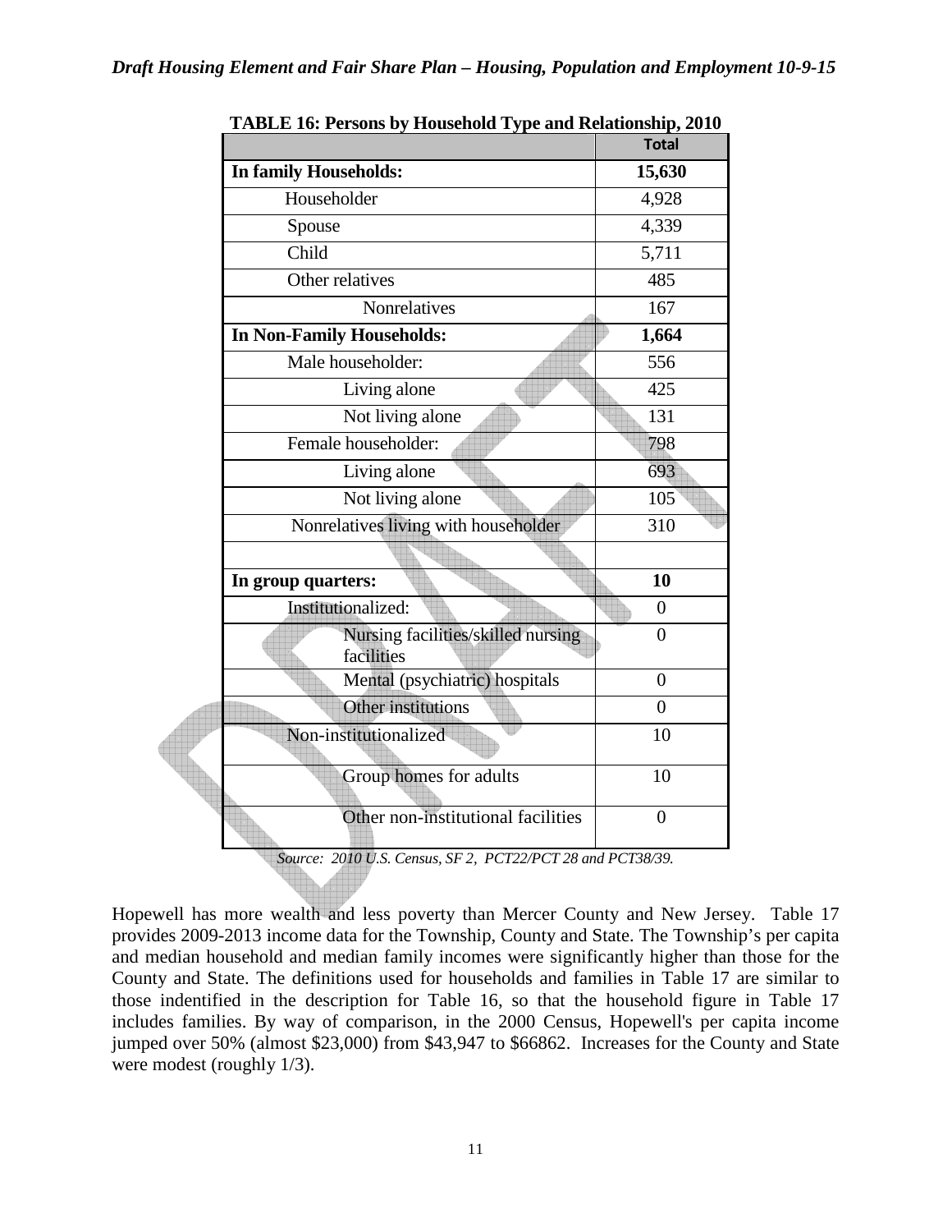**TABLE 16: Persons by Household Type and Relationship, 2010**

| | Total |
|---|---|
| **In family Households:** | **15,630** |
| Householder | 4,928 |
| Spouse | 4,339 |
| Child | 5,711 |
| Other relatives | 485 |
| Nonrelatives | 167 |
| **In Non-Family Households:** | **1,664** |
| Male householder: | 556 |
| Living alone | 425 |
| Not living alone | 131 |
| Female householder: | 798 |
| Living alone | 693 |
| Not living alone | 105 |
| Nonrelatives living with householder | 310 |
| | |
| **In group quarters:** | **10** |
| Institutionalized: | 0 |
| Nursing facilities/skilled nursing facilities | 0 |
| Mental (psychiatric) hospitals | 0 |
| Other institutions | 0 |
| Non-institutionalized | 10 |
| Group homes for adults | 10 |
| Other non-institutional facilities | 0 |

*Source: 2010 U.S. Census, SF 2, PCT22/PCT 28 and PCT38/39.*

Hopewell has more wealth and less poverty than Mercer County and New Jersey. Table 17 provides 2009-2013 income data for the Township, County and State. The Township's per capita and median household and median family incomes were significantly higher than those for the County and State. The definitions used for households and families in Table 17 are similar to those indentified in the description for Table 16, so that the household figure in Table 17 includes families. By way of comparison, in the 2000 Census, Hopewell's per capita income jumped over 50% (almost $23,000) from $43,947 to $66862. Increases for the County and State were modest (roughly 1/3).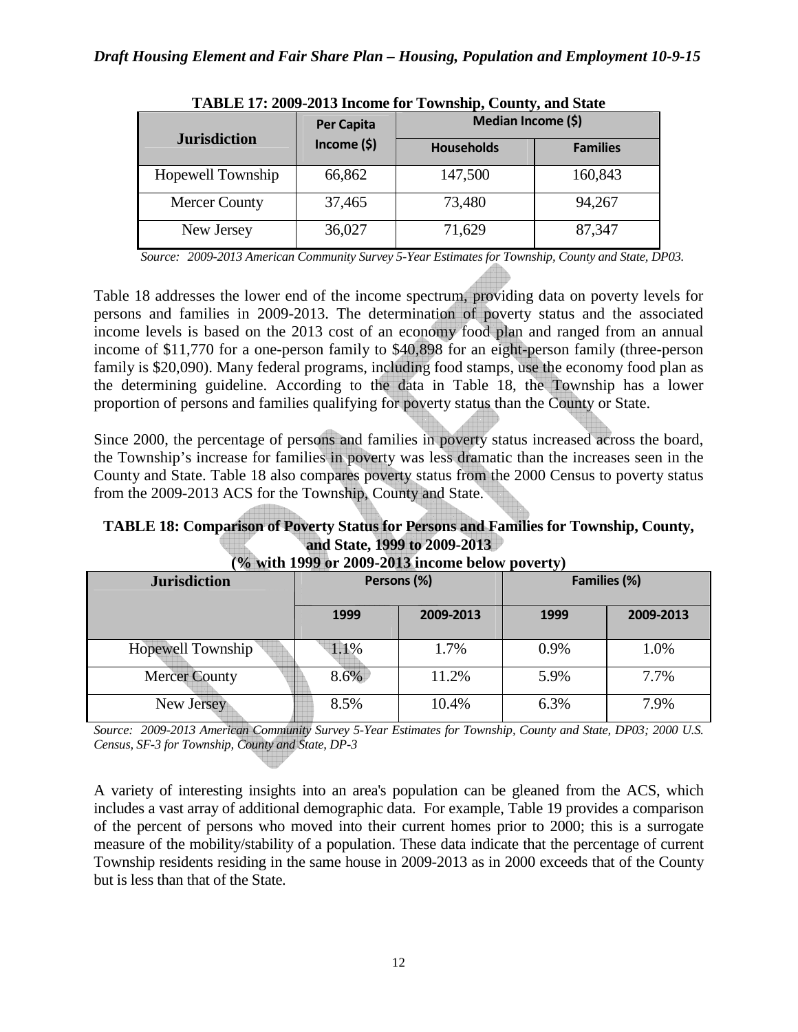**TABLE 17: 2009-2013 Income for Township, County, and State**

| Jurisdiction | Per Capita Income ($) | Median Income ($) | |
|---|---|---|---|
| | | Households | Families |
| Hopewell Township | 66,862 | 147,500 | 160,843 |
| Mercer County | 37,465 | 73,480 | 94,267 |
| New Jersey | 36,027 | 71,629 | 87,347 |

*Source: 2009-2013 American Community Survey 5-Year Estimates for Township, County and State, DP03.*

Table 18 addresses the lower end of the income spectrum, providing data on poverty levels for persons and families in 2009-2013. The determination of poverty status and the associated income levels is based on the 2013 cost of an economy food plan and ranged from an annual income of $11,770 for a one-person family to $40,898 for an eight-person family (three-person family is $20,090). Many federal programs, including food stamps, use the economy food plan as the determining guideline. According to the data in Table 18, the Township has a lower proportion of persons and families qualifying for poverty status than the County or State.

Since 2000, the percentage of persons and families in poverty status increased across the board, the Township's increase for families in poverty was less dramatic than the increases seen in the County and State. Table 18 also compares poverty status from the 2000 Census to poverty status from the 2009-2013 ACS for the Township, County and State.

**TABLE 18: Comparison of Poverty Status for Persons and Families for Township, County, and State, 1999 to 2009-2013**
**(% with 1999 or 2009-2013 income below poverty)**

| Jurisdiction | Persons (%) | | Families (%) | |
|---|---|---|---|---|
| | 1999 | 2009-2013 | 1999 | 2009-2013 |
| Hopewell Township | 1.1% | 1.7% | 0.9% | 1.0% |
| Mercer County | 8.6% | 11.2% | 5.9% | 7.7% |
| New Jersey | 8.5% | 10.4% | 6.3% | 7.9% |

*Source: 2009-2013 American Community Survey 5-Year Estimates for Township, County and State, DP03; 2000 U.S. Census, SF-3 for Township, County and State, DP-3*

A variety of interesting insights into an area's population can be gleaned from the ACS, which includes a vast array of additional demographic data. For example, Table 19 provides a comparison of the percent of persons who moved into their current homes prior to 2000; this is a surrogate measure of the mobility/stability of a population. These data indicate that the percentage of current Township residents residing in the same house in 2009-2013 as in 2000 exceeds that of the County but is less than that of the State.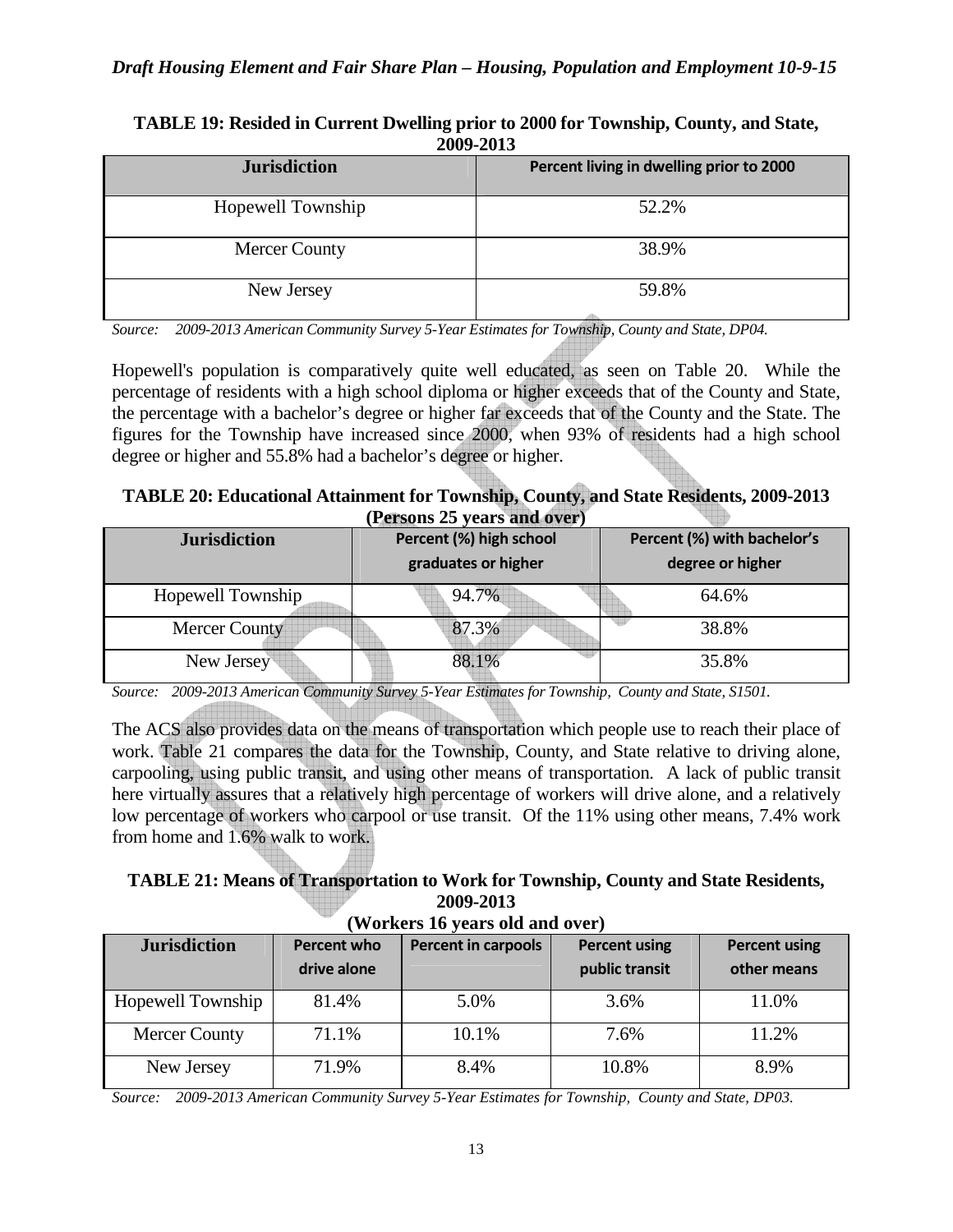**TABLE 19: Resided in Current Dwelling prior to 2000 for Township, County, and State, 2009-2013**

| Jurisdiction | Percent living in dwelling prior to 2000 |
|---|---|
| Hopewell Township | 52.2% |
| Mercer County | 38.9% |
| New Jersey | 59.8% |

*Source: 2009-2013 American Community Survey 5-Year Estimates for Township, County and State, DP04.*

Hopewell's population is comparatively quite well educated, as seen on Table 20. While the percentage of residents with a high school diploma or higher exceeds that of the County and State, the percentage with a bachelor's degree or higher far exceeds that of the County and the State. The figures for the Township have increased since 2000, when 93% of residents had a high school degree or higher and 55.8% had a bachelor's degree or higher.

**TABLE 20: Educational Attainment for Township, County, and State Residents, 2009-2013 (Persons 25 years and over)**

| Jurisdiction | Percent (%) high school graduates or higher | Percent (%) with bachelor's degree or higher |
|---|---|---|
| Hopewell Township | 94.7% | 64.6% |
| Mercer County | 87.3% | 38.8% |
| New Jersey | 88.1% | 35.8% |

*Source: 2009-2013 American Community Survey 5-Year Estimates for Township, County and State, S1501.*

The ACS also provides data on the means of transportation which people use to reach their place of work. Table 21 compares the data for the Township, County, and State relative to driving alone, carpooling, using public transit, and using other means of transportation. A lack of public transit here virtually assures that a relatively high percentage of workers will drive alone, and a relatively low percentage of workers who carpool or use transit. Of the 11% using other means, 7.4% work from home and 1.6% walk to work.

**TABLE 21: Means of Transportation to Work for Township, County and State Residents, 2009-2013 (Workers 16 years old and over)**

| Jurisdiction | Percent who drive alone | Percent in carpools | Percent using public transit | Percent using other means |
|---|---|---|---|---|
| Hopewell Township | 81.4% | 5.0% | 3.6% | 11.0% |
| Mercer County | 71.1% | 10.1% | 7.6% | 11.2% |
| New Jersey | 71.9% | 8.4% | 10.8% | 8.9% |

*Source: 2009-2013 American Community Survey 5-Year Estimates for Township, County and State, DP03.*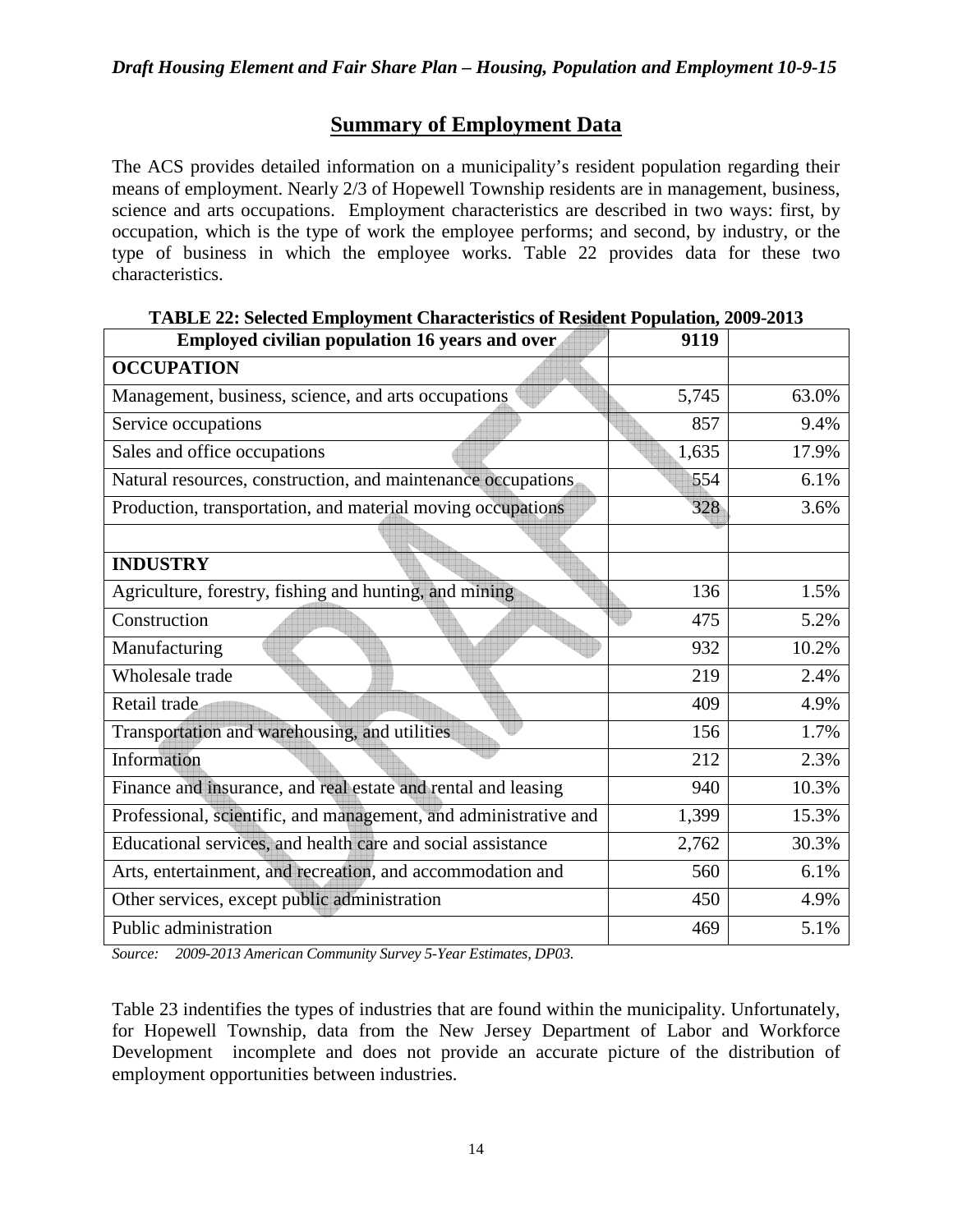## Summary of Employment Data

The ACS provides detailed information on a municipality's resident population regarding their means of employment. Nearly 2/3 of Hopewell Township residents are in management, business, science and arts occupations. Employment characteristics are described in two ways: first, by occupation, which is the type of work the employee performs; and second, by industry, or the type of business in which the employee works. Table 22 provides data for these two characteristics.

**TABLE 22: Selected Employment Characteristics of Resident Population, 2009-2013**

| Employed civilian population 16 years and over | 9119 | |
|---|---|---|
| **OCCUPATION** | | |
| Management, business, science, and arts occupations | 5,745 | 63.0% |
| Service occupations | 857 | 9.4% |
| Sales and office occupations | 1,635 | 17.9% |
| Natural resources, construction, and maintenance occupations | 554 | 6.1% |
| Production, transportation, and material moving occupations | 328 | 3.6% |
| | | |
| **INDUSTRY** | | |
| Agriculture, forestry, fishing and hunting, and mining | 136 | 1.5% |
| Construction | 475 | 5.2% |
| Manufacturing | 932 | 10.2% |
| Wholesale trade | 219 | 2.4% |
| Retail trade | 409 | 4.9% |
| Transportation and warehousing, and utilities | 156 | 1.7% |
| Information | 212 | 2.3% |
| Finance and insurance, and real estate and rental and leasing | 940 | 10.3% |
| Professional, scientific, and management, and administrative and | 1,399 | 15.3% |
| Educational services, and health care and social assistance | 2,762 | 30.3% |
| Arts, entertainment, and recreation, and accommodation and | 560 | 6.1% |
| Other services, except public administration | 450 | 4.9% |
| Public administration | 469 | 5.1% |

*Source: 2009-2013 American Community Survey 5-Year Estimates, DP03.*

Table 23 indentifies the types of industries that are found within the municipality. Unfortunately, for Hopewell Township, data from the New Jersey Department of Labor and Workforce Development incomplete and does not provide an accurate picture of the distribution of employment opportunities between industries.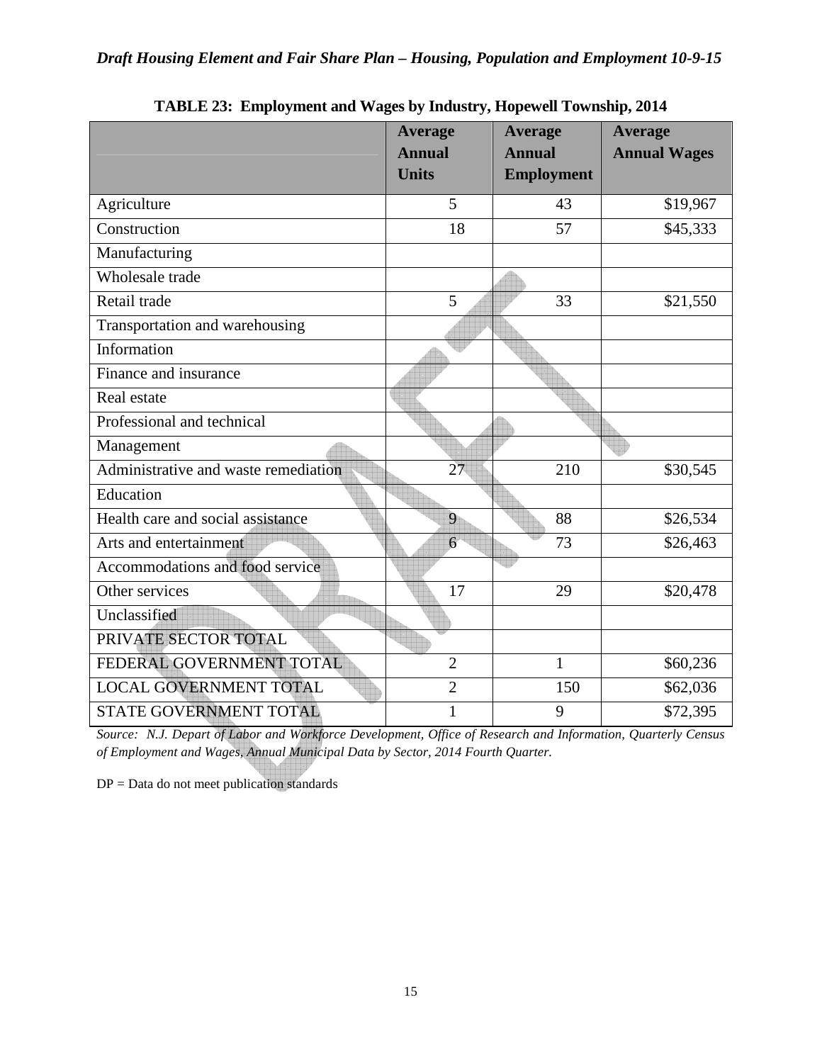**TABLE 23: Employment and Wages by Industry, Hopewell Township, 2014**

| | Average Annual Units | Average Annual Employment | Average Annual Wages |
|---|---|---|---|
| Agriculture | 5 | 43 | $19,967 |
| Construction | 18 | 57 | $45,333 |
| Manufacturing | | | |
| Wholesale trade | | | |
| Retail trade | 5 | 33 | $21,550 |
| Transportation and warehousing | | | |
| Information | | | |
| Finance and insurance | | | |
| Real estate | | | |
| Professional and technical | | | |
| Management | | | |
| Administrative and waste remediation | 27 | 210 | $30,545 |
| Education | | | |
| Health care and social assistance | 9 | 88 | $26,534 |
| Arts and entertainment | 6 | 73 | $26,463 |
| Accommodations and food service | | | |
| Other services | 17 | 29 | $20,478 |
| Unclassified | | | |
| PRIVATE SECTOR TOTAL | | | |
| FEDERAL GOVERNMENT TOTAL | 2 | 1 | $60,236 |
| LOCAL GOVERNMENT TOTAL | 2 | 150 | $62,036 |
| STATE GOVERNMENT TOTAL | 1 | 9 | $72,395 |

*Source: N.J. Depart of Labor and Workforce Development, Office of Research and Information, Quarterly Census of Employment and Wages, Annual Municipal Data by Sector, 2014 Fourth Quarter.*

DP = Data do not meet publication standards